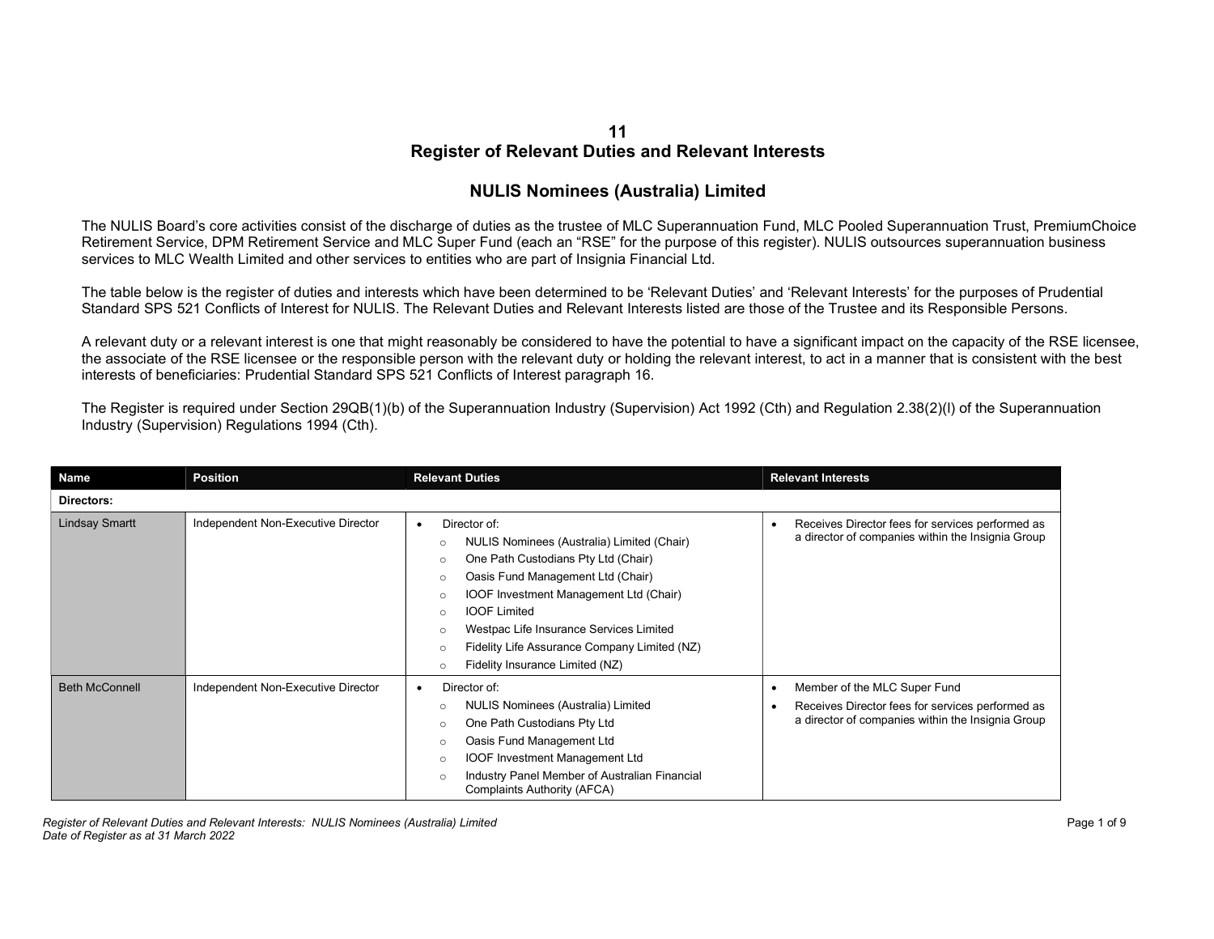# 11
# Register of Relevant Duties and Relevant Interests

## NULIS Nominees (Australia) Limited

The NULIS Board's core activities consist of the discharge of duties as the trustee of MLC Superannuation Fund, MLC Pooled Superannuation Trust, PremiumChoice Retirement Service, DPM Retirement Service and MLC Super Fund (each an "RSE" for the purpose of this register). NULIS outsources superannuation business services to MLC Wealth Limited and other services to entities who are part of Insignia Financial Ltd.

The table below is the register of duties and interests which have been determined to be 'Relevant Duties' and 'Relevant Interests' for the purposes of Prudential Standard SPS 521 Conflicts of Interest for NULIS. The Relevant Duties and Relevant Interests listed are those of the Trustee and its Responsible Persons.

A relevant duty or a relevant interest is one that might reasonably be considered to have the potential to have a significant impact on the capacity of the RSE licensee, the associate of the RSE licensee or the responsible person with the relevant duty or holding the relevant interest, to act in a manner that is consistent with the best interests of beneficiaries: Prudential Standard SPS 521 Conflicts of Interest paragraph 16.

The Register is required under Section 29QB(1)(b) of the Superannuation Industry (Supervision) Act 1992 (Cth) and Regulation 2.38(2)(l) of the Superannuation Industry (Supervision) Regulations 1994 (Cth).

| Name | Position | Relevant Duties | Relevant Interests |
|---|---|---|---|
| **Directors:** | | | |
| Lindsay Smartt | Independent Non-Executive Director | • Director of:<br>○ NULIS Nominees (Australia) Limited (Chair)<br>○ One Path Custodians Pty Ltd (Chair)<br>○ Oasis Fund Management Ltd (Chair)<br>○ IOOF Investment Management Ltd (Chair)<br>○ IOOF Limited<br>○ Westpac Life Insurance Services Limited<br>○ Fidelity Life Assurance Company Limited (NZ)<br>○ Fidelity Insurance Limited (NZ) | • Receives Director fees for services performed as a director of companies within the Insignia Group |
| Beth McConnell | Independent Non-Executive Director | • Director of:<br>○ NULIS Nominees (Australia) Limited<br>○ One Path Custodians Pty Ltd<br>○ Oasis Fund Management Ltd<br>○ IOOF Investment Management Ltd<br>○ Industry Panel Member of Australian Financial Complaints Authority (AFCA) | • Member of the MLC Super Fund<br>• Receives Director fees for services performed as a director of companies within the Insignia Group |

*Register of Relevant Duties and Relevant Interests: NULIS Nominees (Australia) Limited*
*Date of Register as at 31 March 2022*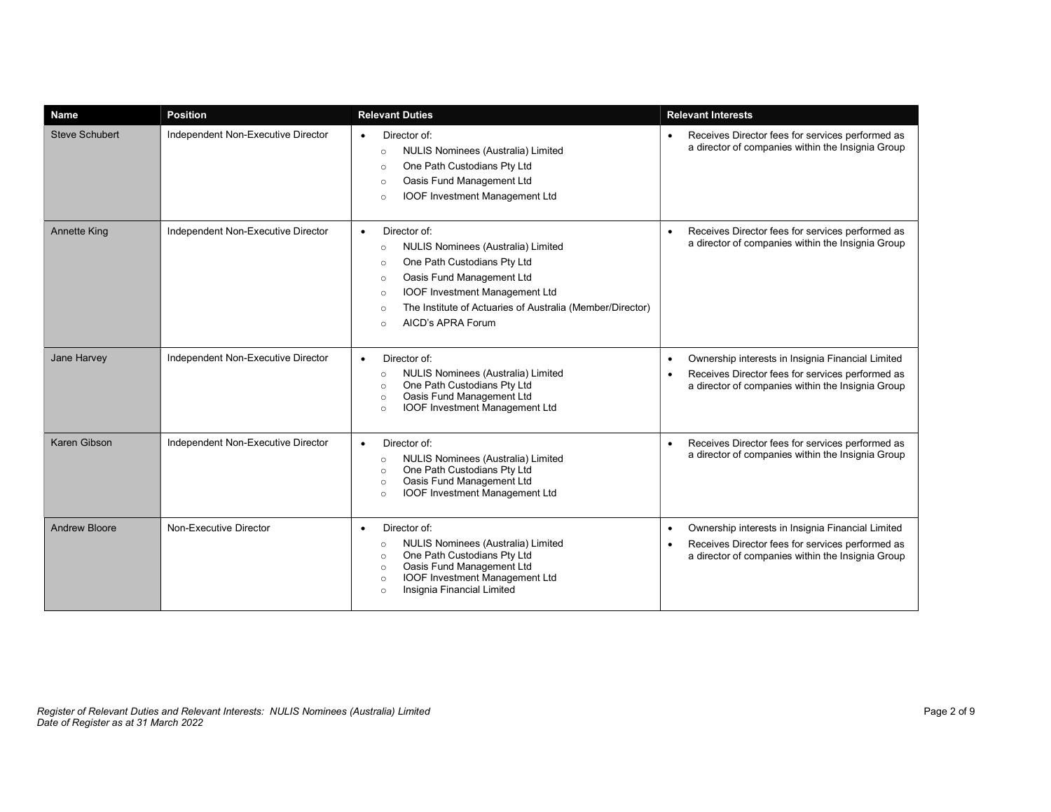| Name | Position | Relevant Duties | Relevant Interests |
|---|---|---|---|
| Steve Schubert | Independent Non-Executive Director | • Director of:<br>○ NULIS Nominees (Australia) Limited<br>○ One Path Custodians Pty Ltd<br>○ Oasis Fund Management Ltd<br>○ IOOF Investment Management Ltd | • Receives Director fees for services performed as a director of companies within the Insignia Group |
| Annette King | Independent Non-Executive Director | • Director of:<br>○ NULIS Nominees (Australia) Limited<br>○ One Path Custodians Pty Ltd<br>○ Oasis Fund Management Ltd<br>○ IOOF Investment Management Ltd<br>○ The Institute of Actuaries of Australia (Member/Director)<br>○ AICD's APRA Forum | • Receives Director fees for services performed as a director of companies within the Insignia Group |
| Jane Harvey | Independent Non-Executive Director | • Director of:<br>○ NULIS Nominees (Australia) Limited<br>○ One Path Custodians Pty Ltd<br>○ Oasis Fund Management Ltd<br>○ IOOF Investment Management Ltd | • Ownership interests in Insignia Financial Limited<br>• Receives Director fees for services performed as a director of companies within the Insignia Group |
| Karen Gibson | Independent Non-Executive Director | • Director of:<br>○ NULIS Nominees (Australia) Limited<br>○ One Path Custodians Pty Ltd<br>○ Oasis Fund Management Ltd<br>○ IOOF Investment Management Ltd | • Receives Director fees for services performed as a director of companies within the Insignia Group |
| Andrew Bloore | Non-Executive Director | • Director of:<br>○ NULIS Nominees (Australia) Limited<br>○ One Path Custodians Pty Ltd<br>○ Oasis Fund Management Ltd<br>○ IOOF Investment Management Ltd<br>○ Insignia Financial Limited | • Ownership interests in Insignia Financial Limited<br>• Receives Director fees for services performed as a director of companies within the Insignia Group |

*Register of Relevant Duties and Relevant Interests: NULIS Nominees (Australia) Limited*
*Date of Register as at 31 March 2022*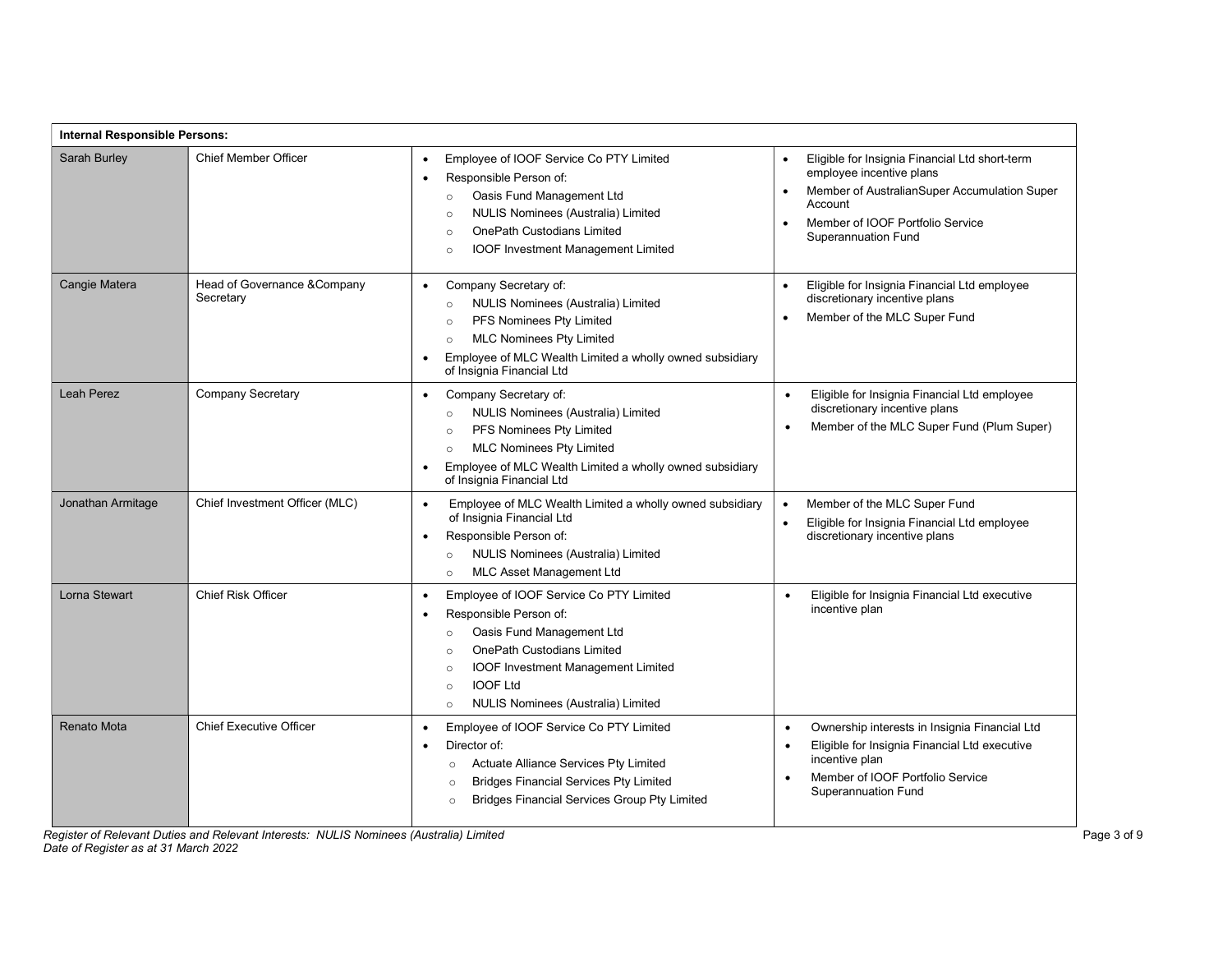| Internal Responsible Persons: | | | |
|---|---|---|---|
| Sarah Burley | Chief Member Officer | • Employee of IOOF Service Co PTY Limited<br>• Responsible Person of:<br>○ Oasis Fund Management Ltd<br>○ NULIS Nominees (Australia) Limited<br>○ OnePath Custodians Limited<br>○ IOOF Investment Management Limited | • Eligible for Insignia Financial Ltd short-term employee incentive plans<br>• Member of AustralianSuper Accumulation Super Account<br>• Member of IOOF Portfolio Service Superannuation Fund |
| Cangie Matera | Head of Governance &Company Secretary | • Company Secretary of:<br>○ NULIS Nominees (Australia) Limited<br>○ PFS Nominees Pty Limited<br>○ MLC Nominees Pty Limited<br>• Employee of MLC Wealth Limited a wholly owned subsidiary of Insignia Financial Ltd | • Eligible for Insignia Financial Ltd employee discretionary incentive plans<br>• Member of the MLC Super Fund |
| Leah Perez | Company Secretary | • Company Secretary of:<br>○ NULIS Nominees (Australia) Limited<br>○ PFS Nominees Pty Limited<br>○ MLC Nominees Pty Limited<br>• Employee of MLC Wealth Limited a wholly owned subsidiary of Insignia Financial Ltd | • Eligible for Insignia Financial Ltd employee discretionary incentive plans<br>• Member of the MLC Super Fund (Plum Super) |
| Jonathan Armitage | Chief Investment Officer (MLC) | • Employee of MLC Wealth Limited a wholly owned subsidiary of Insignia Financial Ltd<br>• Responsible Person of:<br>○ NULIS Nominees (Australia) Limited<br>○ MLC Asset Management Ltd | • Member of the MLC Super Fund<br>• Eligible for Insignia Financial Ltd employee discretionary incentive plans |
| Lorna Stewart | Chief Risk Officer | • Employee of IOOF Service Co PTY Limited<br>• Responsible Person of:<br>○ Oasis Fund Management Ltd<br>○ OnePath Custodians Limited<br>○ IOOF Investment Management Limited<br>○ IOOF Ltd<br>○ NULIS Nominees (Australia) Limited | • Eligible for Insignia Financial Ltd executive incentive plan |
| Renato Mota | Chief Executive Officer | • Employee of IOOF Service Co PTY Limited<br>• Director of:<br>○ Actuate Alliance Services Pty Limited<br>○ Bridges Financial Services Pty Limited<br>○ Bridges Financial Services Group Pty Limited | • Ownership interests in Insignia Financial Ltd<br>• Eligible for Insignia Financial Ltd executive incentive plan<br>• Member of IOOF Portfolio Service Superannuation Fund |

*Register of Relevant Duties and Relevant Interests: NULIS Nominees (Australia) Limited*
*Date of Register as at 31 March 2022*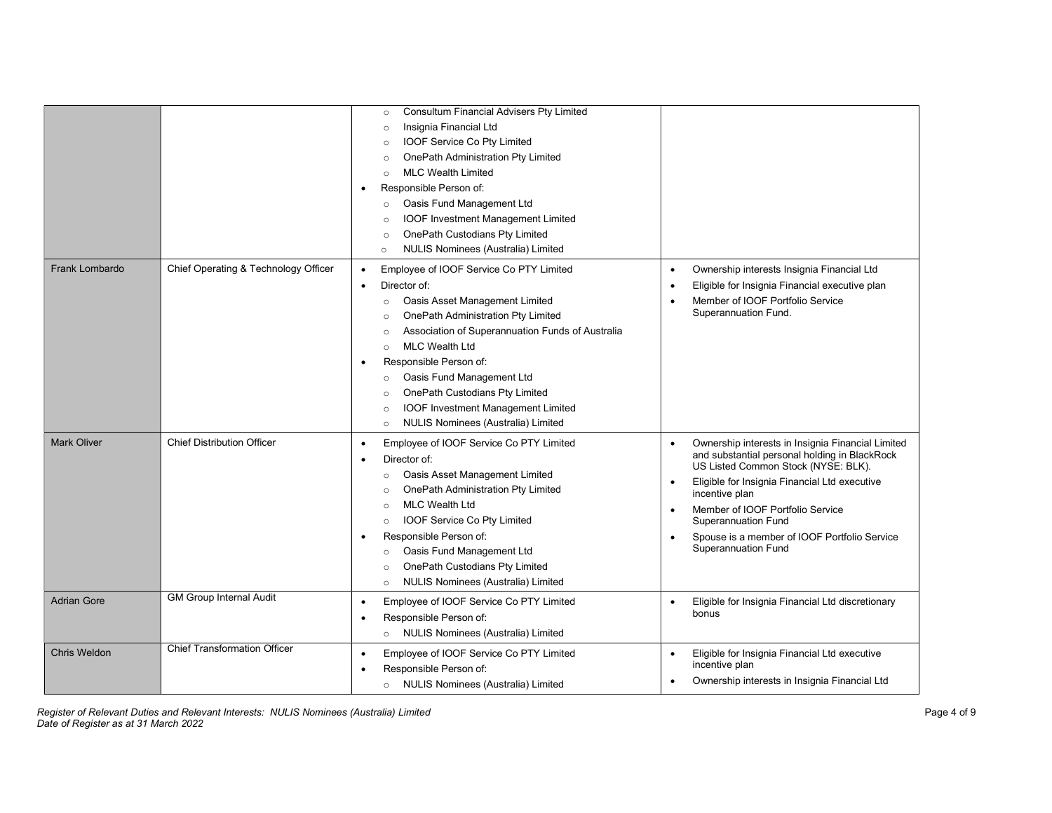| | | | |
|---|---|---|---|
| | | <ul><li>Consultum Financial Advisers Pty Limited</li><li>Insignia Financial Ltd</li><li>IOOF Service Co Pty Limited</li><li>OnePath Administration Pty Limited</li><li>MLC Wealth Limited</li></ul>• Responsible Person of:<ul><li>Oasis Fund Management Ltd</li><li>IOOF Investment Management Limited</li><li>OnePath Custodians Pty Limited</li><li>NULIS Nominees (Australia) Limited</li></ul> | |
| Frank Lombardo | Chief Operating & Technology Officer | • Employee of IOOF Service Co PTY Limited<br>• Director of:<ul><li>Oasis Asset Management Limited</li><li>OnePath Administration Pty Limited</li><li>Association of Superannuation Funds of Australia</li><li>MLC Wealth Ltd</li></ul>• Responsible Person of:<ul><li>Oasis Fund Management Ltd</li><li>OnePath Custodians Pty Limited</li><li>IOOF Investment Management Limited</li><li>NULIS Nominees (Australia) Limited</li></ul> | • Ownership interests Insignia Financial Ltd<br>• Eligible for Insignia Financial executive plan<br>• Member of IOOF Portfolio Service Superannuation Fund. |
| Mark Oliver | Chief Distribution Officer | • Employee of IOOF Service Co PTY Limited<br>• Director of:<ul><li>Oasis Asset Management Limited</li><li>OnePath Administration Pty Limited</li><li>MLC Wealth Ltd</li><li>IOOF Service Co Pty Limited</li></ul>• Responsible Person of:<ul><li>Oasis Fund Management Ltd</li><li>OnePath Custodians Pty Limited</li><li>NULIS Nominees (Australia) Limited</li></ul> | • Ownership interests in Insignia Financial Limited and substantial personal holding in BlackRock US Listed Common Stock (NYSE: BLK).<br>• Eligible for Insignia Financial Ltd executive incentive plan<br>• Member of IOOF Portfolio Service Superannuation Fund<br>• Spouse is a member of IOOF Portfolio Service Superannuation Fund |
| Adrian Gore | GM Group Internal Audit | • Employee of IOOF Service Co PTY Limited<br>• Responsible Person of:<ul><li>NULIS Nominees (Australia) Limited</li></ul> | • Eligible for Insignia Financial Ltd discretionary bonus |
| Chris Weldon | Chief Transformation Officer | • Employee of IOOF Service Co PTY Limited<br>• Responsible Person of:<ul><li>NULIS Nominees (Australia) Limited</li></ul> | • Eligible for Insignia Financial Ltd executive incentive plan<br>• Ownership interests in Insignia Financial Ltd |

*Register of Relevant Duties and Relevant Interests: NULIS Nominees (Australia) Limited*
*Date of Register as at 31 March 2022*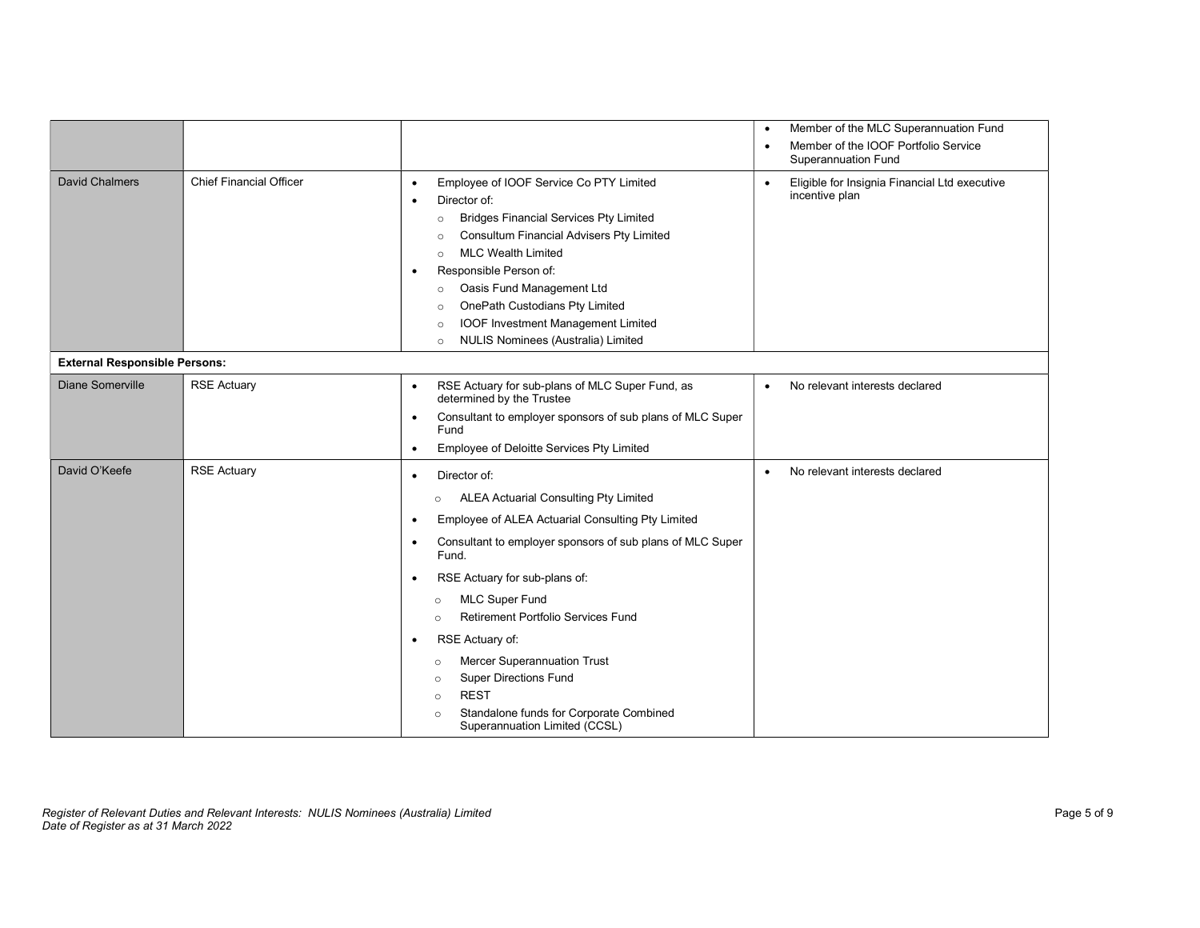| | | | |
|---|---|---|---|
| | | | • Member of the MLC Superannuation Fund<br>• Member of the IOOF Portfolio Service Superannuation Fund |
| David Chalmers | Chief Financial Officer | • Employee of IOOF Service Co PTY Limited<br>• Director of:<br>  ○ Bridges Financial Services Pty Limited<br>  ○ Consultum Financial Advisers Pty Limited<br>  ○ MLC Wealth Limited<br>• Responsible Person of:<br>  ○ Oasis Fund Management Ltd<br>  ○ OnePath Custodians Pty Limited<br>  ○ IOOF Investment Management Limited<br>  ○ NULIS Nominees (Australia) Limited | • Eligible for Insignia Financial Ltd executive incentive plan |
| **External Responsible Persons:** | | | |
| Diane Somerville | RSE Actuary | • RSE Actuary for sub-plans of MLC Super Fund, as determined by the Trustee<br>• Consultant to employer sponsors of sub plans of MLC Super Fund<br>• Employee of Deloitte Services Pty Limited | • No relevant interests declared |
| David O'Keefe | RSE Actuary | • Director of:<br>  ○ ALEA Actuarial Consulting Pty Limited<br>• Employee of ALEA Actuarial Consulting Pty Limited<br>• Consultant to employer sponsors of sub plans of MLC Super Fund.<br>• RSE Actuary for sub-plans of:<br>  ○ MLC Super Fund<br>  ○ Retirement Portfolio Services Fund<br>• RSE Actuary of:<br>  ○ Mercer Superannuation Trust<br>  ○ Super Directions Fund<br>  ○ REST<br>  ○ Standalone funds for Corporate Combined Superannuation Limited (CCSL) | • No relevant interests declared |

*Register of Relevant Duties and Relevant Interests: NULIS Nominees (Australia) Limited*
*Date of Register as at 31 March 2022*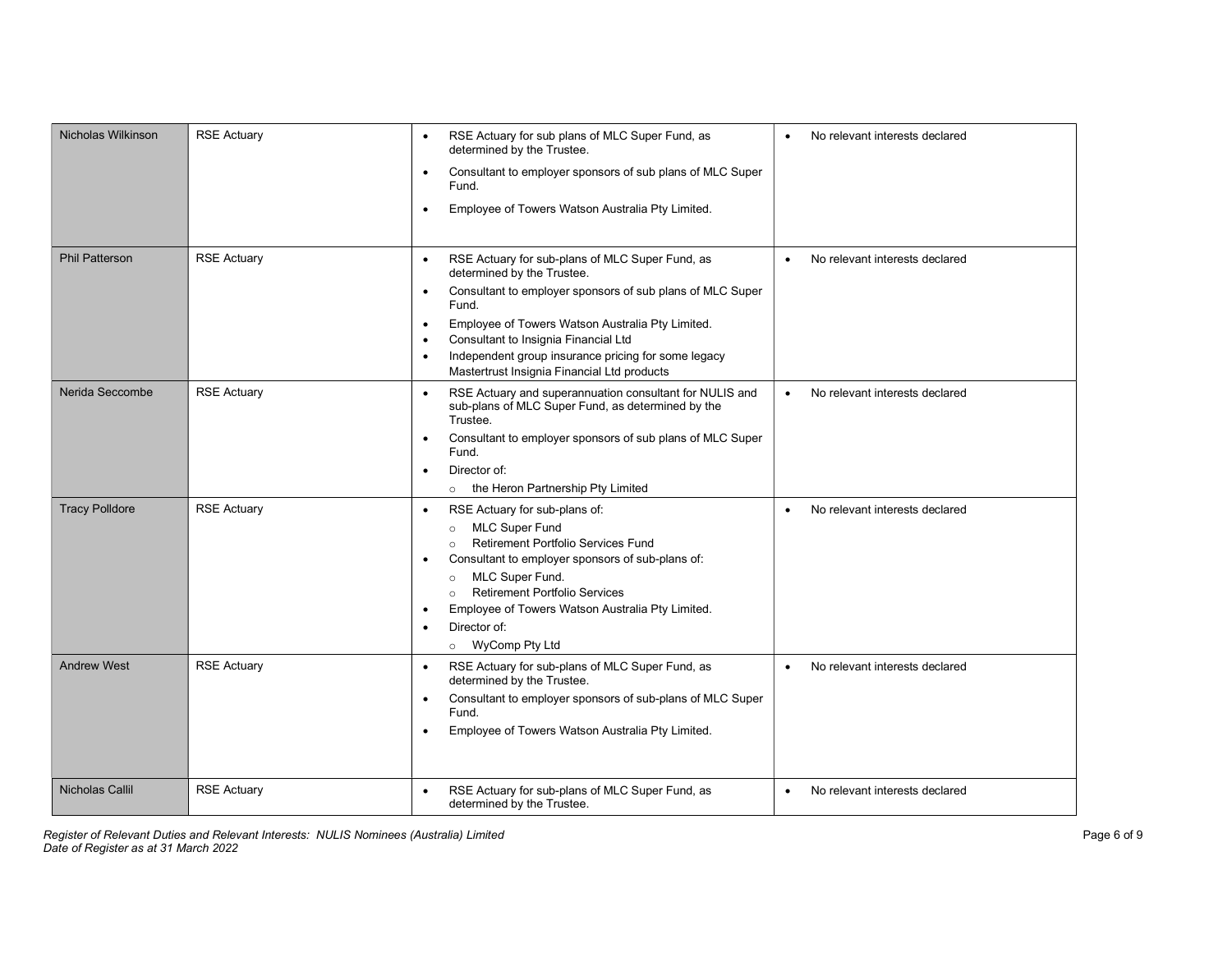| | | | |
|---|---|---|---|
| Nicholas Wilkinson | RSE Actuary | • RSE Actuary for sub plans of MLC Super Fund, as determined by the Trustee.<br>• Consultant to employer sponsors of sub plans of MLC Super Fund.<br>• Employee of Towers Watson Australia Pty Limited. | • No relevant interests declared |
| Phil Patterson | RSE Actuary | • RSE Actuary for sub-plans of MLC Super Fund, as determined by the Trustee.<br>• Consultant to employer sponsors of sub plans of MLC Super Fund.<br>• Employee of Towers Watson Australia Pty Limited.<br>• Consultant to Insignia Financial Ltd<br>• Independent group insurance pricing for some legacy Mastertrust Insignia Financial Ltd products | • No relevant interests declared |
| Nerida Seccombe | RSE Actuary | • RSE Actuary and superannuation consultant for NULIS and sub-plans of MLC Super Fund, as determined by the Trustee.<br>• Consultant to employer sponsors of sub plans of MLC Super Fund.<br>• Director of:<br>&nbsp;&nbsp;○ the Heron Partnership Pty Limited | • No relevant interests declared |
| Tracy Polldore | RSE Actuary | • RSE Actuary for sub-plans of:<br>&nbsp;&nbsp;○ MLC Super Fund<br>&nbsp;&nbsp;○ Retirement Portfolio Services Fund<br>• Consultant to employer sponsors of sub-plans of:<br>&nbsp;&nbsp;○ MLC Super Fund.<br>&nbsp;&nbsp;○ Retirement Portfolio Services<br>• Employee of Towers Watson Australia Pty Limited.<br>• Director of:<br>&nbsp;&nbsp;○ WyComp Pty Ltd | • No relevant interests declared |
| Andrew West | RSE Actuary | • RSE Actuary for sub-plans of MLC Super Fund, as determined by the Trustee.<br>• Consultant to employer sponsors of sub-plans of MLC Super Fund.<br>• Employee of Towers Watson Australia Pty Limited. | • No relevant interests declared |
| Nicholas Callil | RSE Actuary | • RSE Actuary for sub-plans of MLC Super Fund, as determined by the Trustee. | • No relevant interests declared |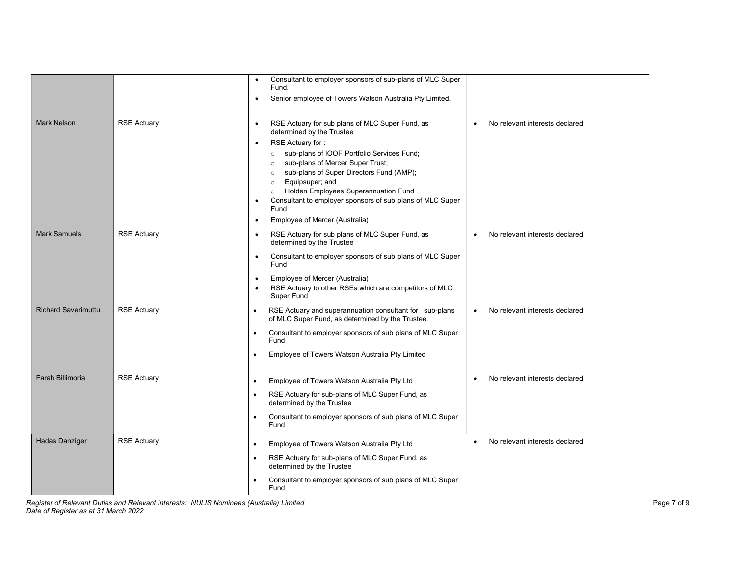| | | | |
|---|---|---|---|
| | | • Consultant to employer sponsors of sub-plans of MLC Super Fund.<br>• Senior employee of Towers Watson Australia Pty Limited. | |
| Mark Nelson | RSE Actuary | • RSE Actuary for sub plans of MLC Super Fund, as determined by the Trustee<br>• RSE Actuary for :<br>  ○ sub-plans of IOOF Portfolio Services Fund;<br>  ○ sub-plans of Mercer Super Trust;<br>  ○ sub-plans of Super Directors Fund (AMP);<br>  ○ Equipsuper; and<br>  ○ Holden Employees Superannuation Fund<br>• Consultant to employer sponsors of sub plans of MLC Super Fund<br>• Employee of Mercer (Australia) | • No relevant interests declared |
| Mark Samuels | RSE Actuary | • RSE Actuary for sub plans of MLC Super Fund, as determined by the Trustee<br>• Consultant to employer sponsors of sub plans of MLC Super Fund<br>• Employee of Mercer (Australia)<br>• RSE Actuary to other RSEs which are competitors of MLC Super Fund | • No relevant interests declared |
| Richard Saverimuttu | RSE Actuary | • RSE Actuary and superannuation consultant for sub-plans of MLC Super Fund, as determined by the Trustee.<br>• Consultant to employer sponsors of sub plans of MLC Super Fund<br>• Employee of Towers Watson Australia Pty Limited | • No relevant interests declared |
| Farah Billimoria | RSE Actuary | • Employee of Towers Watson Australia Pty Ltd<br>• RSE Actuary for sub-plans of MLC Super Fund, as determined by the Trustee<br>• Consultant to employer sponsors of sub plans of MLC Super Fund | • No relevant interests declared |
| Hadas Danziger | RSE Actuary | • Employee of Towers Watson Australia Pty Ltd<br>• RSE Actuary for sub-plans of MLC Super Fund, as determined by the Trustee<br>• Consultant to employer sponsors of sub plans of MLC Super Fund | • No relevant interests declared |

*Register of Relevant Duties and Relevant Interests: NULIS Nominees (Australia) Limited*
*Date of Register as at 31 March 2022*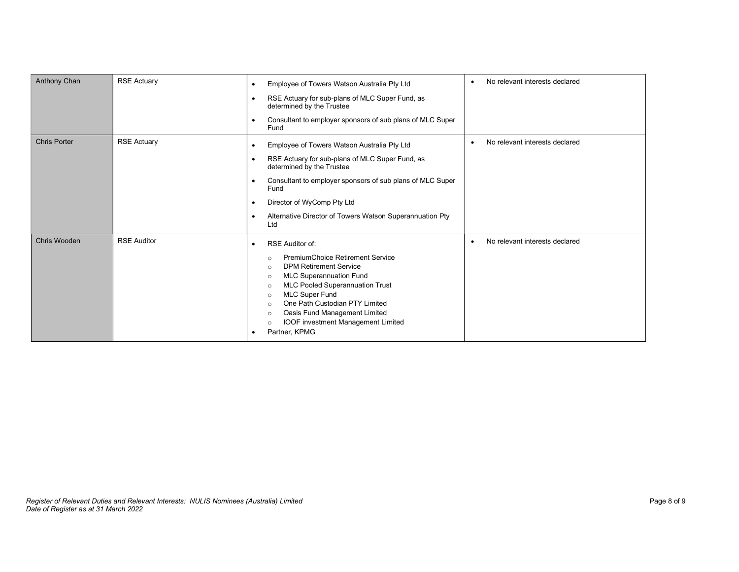| | | | |
|---|---|---|---|
| Anthony Chan | RSE Actuary | • Employee of Towers Watson Australia Pty Ltd<br>• RSE Actuary for sub-plans of MLC Super Fund, as determined by the Trustee<br>• Consultant to employer sponsors of sub plans of MLC Super Fund | • No relevant interests declared |
| Chris Porter | RSE Actuary | • Employee of Towers Watson Australia Pty Ltd<br>• RSE Actuary for sub-plans of MLC Super Fund, as determined by the Trustee<br>• Consultant to employer sponsors of sub plans of MLC Super Fund<br>• Director of WyComp Pty Ltd<br>• Alternative Director of Towers Watson Superannuation Pty Ltd | • No relevant interests declared |
| Chris Wooden | RSE Auditor | • RSE Auditor of:<br>  ○ PremiumChoice Retirement Service<br>  ○ DPM Retirement Service<br>  ○ MLC Superannuation Fund<br>  ○ MLC Pooled Superannuation Trust<br>  ○ MLC Super Fund<br>  ○ One Path Custodian PTY Limited<br>  ○ Oasis Fund Management Limited<br>  ○ IOOF investment Management Limited<br>• Partner, KPMG | • No relevant interests declared |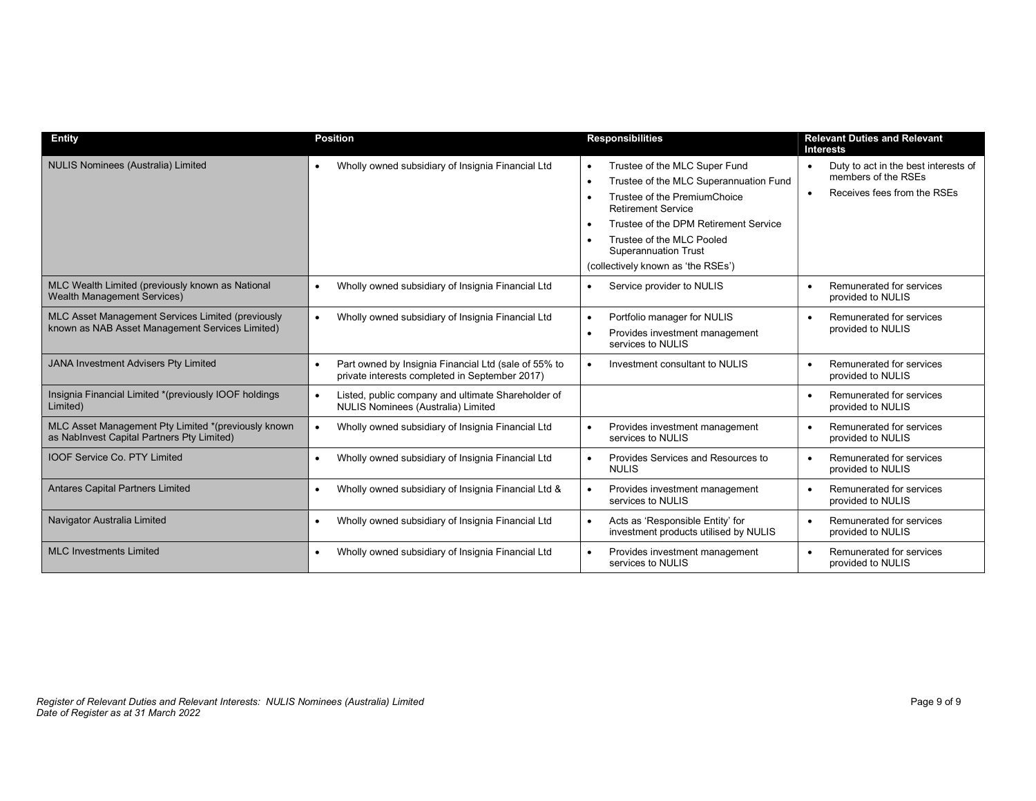| Entity | Position | Responsibilities | Relevant Duties and Relevant Interests |
|---|---|---|---|
| NULIS Nominees (Australia) Limited | • Wholly owned subsidiary of Insignia Financial Ltd | • Trustee of the MLC Super Fund<br>• Trustee of the MLC Superannuation Fund<br>• Trustee of the PremiumChoice Retirement Service<br>• Trustee of the DPM Retirement Service<br>• Trustee of the MLC Pooled Superannuation Trust<br>(collectively known as 'the RSEs') | • Duty to act in the best interests of members of the RSEs<br>• Receives fees from the RSEs |
| MLC Wealth Limited (previously known as National Wealth Management Services) | • Wholly owned subsidiary of Insignia Financial Ltd | • Service provider to NULIS | • Remunerated for services provided to NULIS |
| MLC Asset Management Services Limited (previously known as NAB Asset Management Services Limited) | • Wholly owned subsidiary of Insignia Financial Ltd | • Portfolio manager for NULIS<br>• Provides investment management services to NULIS | • Remunerated for services provided to NULIS |
| JANA Investment Advisers Pty Limited | • Part owned by Insignia Financial Ltd (sale of 55% to private interests completed in September 2017) | • Investment consultant to NULIS | • Remunerated for services provided to NULIS |
| Insignia Financial Limited *(previously IOOF holdings Limited) | • Listed, public company and ultimate Shareholder of NULIS Nominees (Australia) Limited | | • Remunerated for services provided to NULIS |
| MLC Asset Management Pty Limited *(previously known as NabInvest Capital Partners Pty Limited) | • Wholly owned subsidiary of Insignia Financial Ltd | • Provides investment management services to NULIS | • Remunerated for services provided to NULIS |
| IOOF Service Co. PTY Limited | • Wholly owned subsidiary of Insignia Financial Ltd | • Provides Services and Resources to NULIS | • Remunerated for services provided to NULIS |
| Antares Capital Partners Limited | • Wholly owned subsidiary of Insignia Financial Ltd & | • Provides investment management services to NULIS | • Remunerated for services provided to NULIS |
| Navigator Australia Limited | • Wholly owned subsidiary of Insignia Financial Ltd | • Acts as 'Responsible Entity' for investment products utilised by NULIS | • Remunerated for services provided to NULIS |
| MLC Investments Limited | • Wholly owned subsidiary of Insignia Financial Ltd | • Provides investment management services to NULIS | • Remunerated for services provided to NULIS |